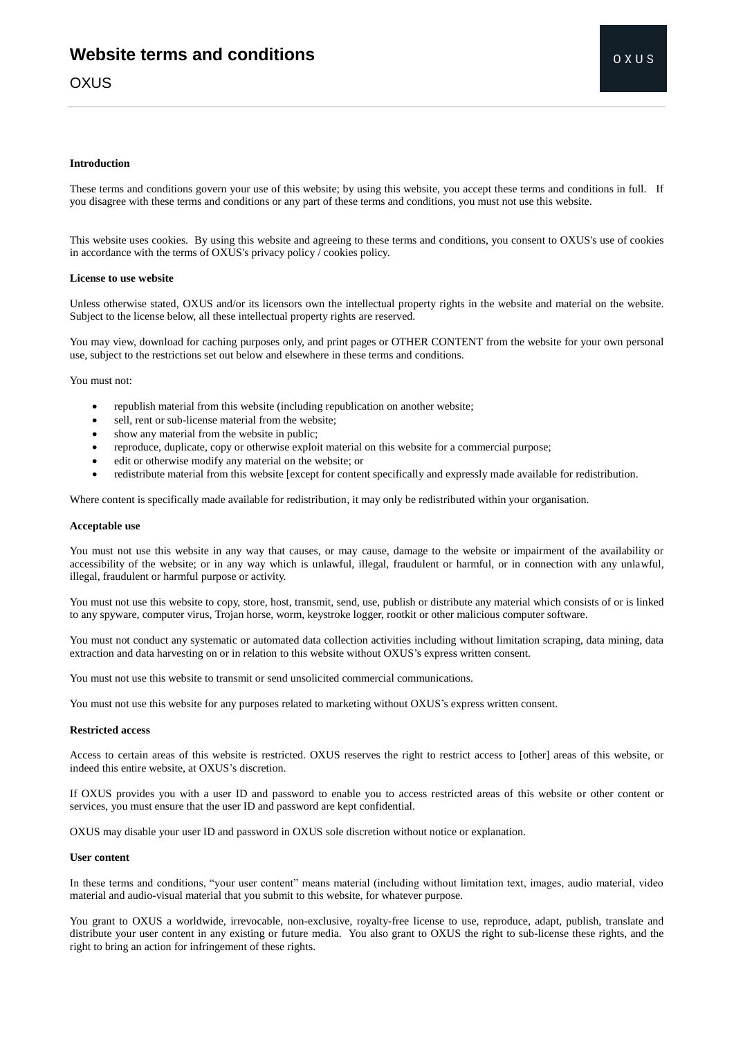# Website terms and conditions

OXUS

**Introduction**

These terms and conditions govern your use of this website; by using this website, you accept these terms and conditions in full. If you disagree with these terms and conditions or any part of these terms and conditions, you must not use this website.

This website uses cookies. By using this website and agreeing to these terms and conditions, you consent to OXUS's use of cookies in accordance with the terms of OXUS's privacy policy / cookies policy.

**License to use website**

Unless otherwise stated, OXUS and/or its licensors own the intellectual property rights in the website and material on the website. Subject to the license below, all these intellectual property rights are reserved.

You may view, download for caching purposes only, and print pages or OTHER CONTENT from the website for your own personal use, subject to the restrictions set out below and elsewhere in these terms and conditions.

You must not:

- republish material from this website (including republication on another website;
- sell, rent or sub-license material from the website;
- show any material from the website in public;
- reproduce, duplicate, copy or otherwise exploit material on this website for a commercial purpose;
- edit or otherwise modify any material on the website; or
- redistribute material from this website [except for content specifically and expressly made available for redistribution.

Where content is specifically made available for redistribution, it may only be redistributed within your organisation.

**Acceptable use**

You must not use this website in any way that causes, or may cause, damage to the website or impairment of the availability or accessibility of the website; or in any way which is unlawful, illegal, fraudulent or harmful, or in connection with any unlawful, illegal, fraudulent or harmful purpose or activity.

You must not use this website to copy, store, host, transmit, send, use, publish or distribute any material which consists of or is linked to any spyware, computer virus, Trojan horse, worm, keystroke logger, rootkit or other malicious computer software.

You must not conduct any systematic or automated data collection activities including without limitation scraping, data mining, data extraction and data harvesting on or in relation to this website without OXUS's express written consent.

You must not use this website to transmit or send unsolicited commercial communications.

You must not use this website for any purposes related to marketing without OXUS's express written consent.

**Restricted access**

Access to certain areas of this website is restricted. OXUS reserves the right to restrict access to [other] areas of this website, or indeed this entire website, at OXUS's discretion.

If OXUS provides you with a user ID and password to enable you to access restricted areas of this website or other content or services, you must ensure that the user ID and password are kept confidential.

OXUS may disable your user ID and password in OXUS sole discretion without notice or explanation.

**User content**

In these terms and conditions, "your user content" means material (including without limitation text, images, audio material, video material and audio-visual material that you submit to this website, for whatever purpose.

You grant to OXUS a worldwide, irrevocable, non-exclusive, royalty-free license to use, reproduce, adapt, publish, translate and distribute your user content in any existing or future media. You also grant to OXUS the right to sub-license these rights, and the right to bring an action for infringement of these rights.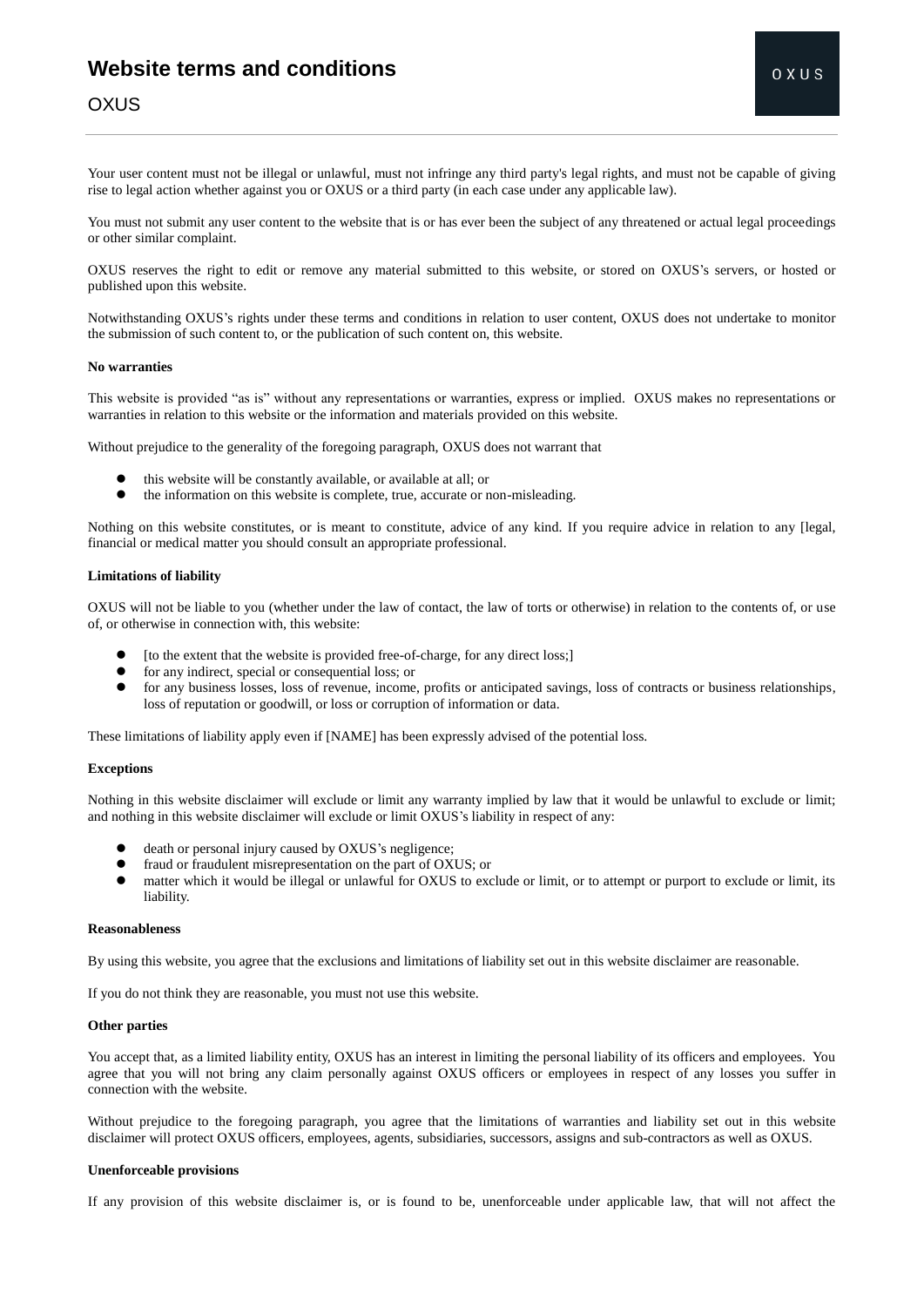Your user content must not be illegal or unlawful, must not infringe any third party's legal rights, and must not be capable of giving rise to legal action whether against you or OXUS or a third party (in each case under any applicable law).

You must not submit any user content to the website that is or has ever been the subject of any threatened or actual legal proceedings or other similar complaint.

OXUS reserves the right to edit or remove any material submitted to this website, or stored on OXUS's servers, or hosted or published upon this website.

Notwithstanding OXUS's rights under these terms and conditions in relation to user content, OXUS does not undertake to monitor the submission of such content to, or the publication of such content on, this website.

**No warranties**

This website is provided "as is" without any representations or warranties, express or implied. OXUS makes no representations or warranties in relation to this website or the information and materials provided on this website.

Without prejudice to the generality of the foregoing paragraph, OXUS does not warrant that

- this website will be constantly available, or available at all; or
- the information on this website is complete, true, accurate or non-misleading.

Nothing on this website constitutes, or is meant to constitute, advice of any kind. If you require advice in relation to any [legal, financial or medical matter you should consult an appropriate professional.

**Limitations of liability**

OXUS will not be liable to you (whether under the law of contact, the law of torts or otherwise) in relation to the contents of, or use of, or otherwise in connection with, this website:

- [to the extent that the website is provided free-of-charge, for any direct loss;]
- for any indirect, special or consequential loss; or
- for any business losses, loss of revenue, income, profits or anticipated savings, loss of contracts or business relationships, loss of reputation or goodwill, or loss or corruption of information or data.

These limitations of liability apply even if [NAME] has been expressly advised of the potential loss.

**Exceptions**

Nothing in this website disclaimer will exclude or limit any warranty implied by law that it would be unlawful to exclude or limit; and nothing in this website disclaimer will exclude or limit OXUS's liability in respect of any:

- death or personal injury caused by OXUS's negligence;
- fraud or fraudulent misrepresentation on the part of OXUS; or
- matter which it would be illegal or unlawful for OXUS to exclude or limit, or to attempt or purport to exclude or limit, its liability.

**Reasonableness**

By using this website, you agree that the exclusions and limitations of liability set out in this website disclaimer are reasonable.

If you do not think they are reasonable, you must not use this website.

**Other parties**

You accept that, as a limited liability entity, OXUS has an interest in limiting the personal liability of its officers and employees. You agree that you will not bring any claim personally against OXUS officers or employees in respect of any losses you suffer in connection with the website.

Without prejudice to the foregoing paragraph, you agree that the limitations of warranties and liability set out in this website disclaimer will protect OXUS officers, employees, agents, subsidiaries, successors, assigns and sub-contractors as well as OXUS.

**Unenforceable provisions**

If any provision of this website disclaimer is, or is found to be, unenforceable under applicable law, that will not affect the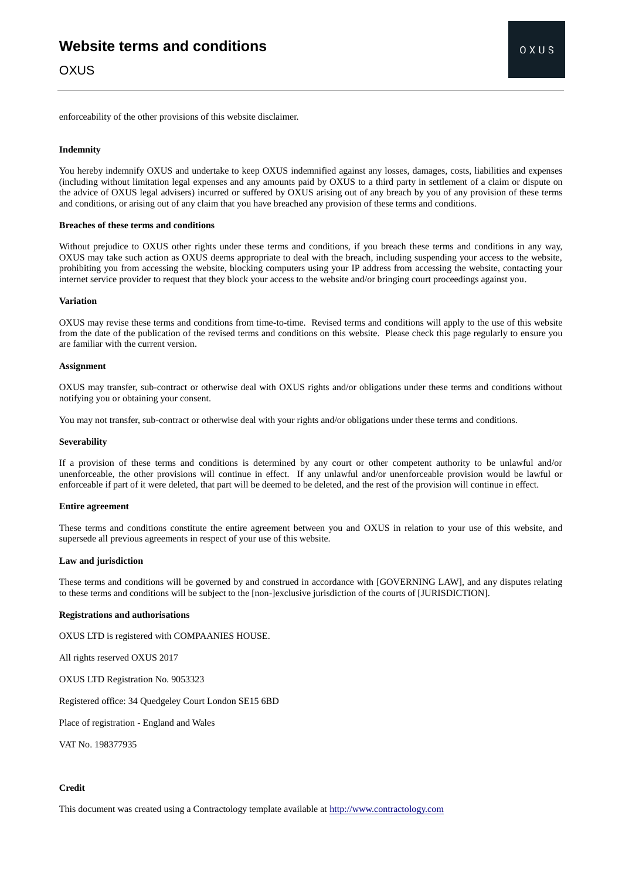enforceability of the other provisions of this website disclaimer.

**Indemnity**

You hereby indemnify OXUS and undertake to keep OXUS indemnified against any losses, damages, costs, liabilities and expenses (including without limitation legal expenses and any amounts paid by OXUS to a third party in settlement of a claim or dispute on the advice of OXUS legal advisers) incurred or suffered by OXUS arising out of any breach by you of any provision of these terms and conditions, or arising out of any claim that you have breached any provision of these terms and conditions.

**Breaches of these terms and conditions**

Without prejudice to OXUS other rights under these terms and conditions, if you breach these terms and conditions in any way, OXUS may take such action as OXUS deems appropriate to deal with the breach, including suspending your access to the website, prohibiting you from accessing the website, blocking computers using your IP address from accessing the website, contacting your internet service provider to request that they block your access to the website and/or bringing court proceedings against you.

**Variation**

OXUS may revise these terms and conditions from time-to-time. Revised terms and conditions will apply to the use of this website from the date of the publication of the revised terms and conditions on this website. Please check this page regularly to ensure you are familiar with the current version.

**Assignment**

OXUS may transfer, sub-contract or otherwise deal with OXUS rights and/or obligations under these terms and conditions without notifying you or obtaining your consent.

You may not transfer, sub-contract or otherwise deal with your rights and/or obligations under these terms and conditions.

**Severability**

If a provision of these terms and conditions is determined by any court or other competent authority to be unlawful and/or unenforceable, the other provisions will continue in effect. If any unlawful and/or unenforceable provision would be lawful or enforceable if part of it were deleted, that part will be deemed to be deleted, and the rest of the provision will continue in effect.

**Entire agreement**

These terms and conditions constitute the entire agreement between you and OXUS in relation to your use of this website, and supersede all previous agreements in respect of your use of this website.

**Law and jurisdiction**

These terms and conditions will be governed by and construed in accordance with [GOVERNING LAW], and any disputes relating to these terms and conditions will be subject to the [non-]exclusive jurisdiction of the courts of [JURISDICTION].

**Registrations and authorisations**

OXUS LTD is registered with COMPAANIES HOUSE.

All rights reserved OXUS 2017

OXUS LTD Registration No. 9053323

Registered office: 34 Quedgeley Court London SE15 6BD

Place of registration - England and Wales

VAT No. 198377935

**Credit**

This document was created using a Contractology template available at http://www.contractology.com